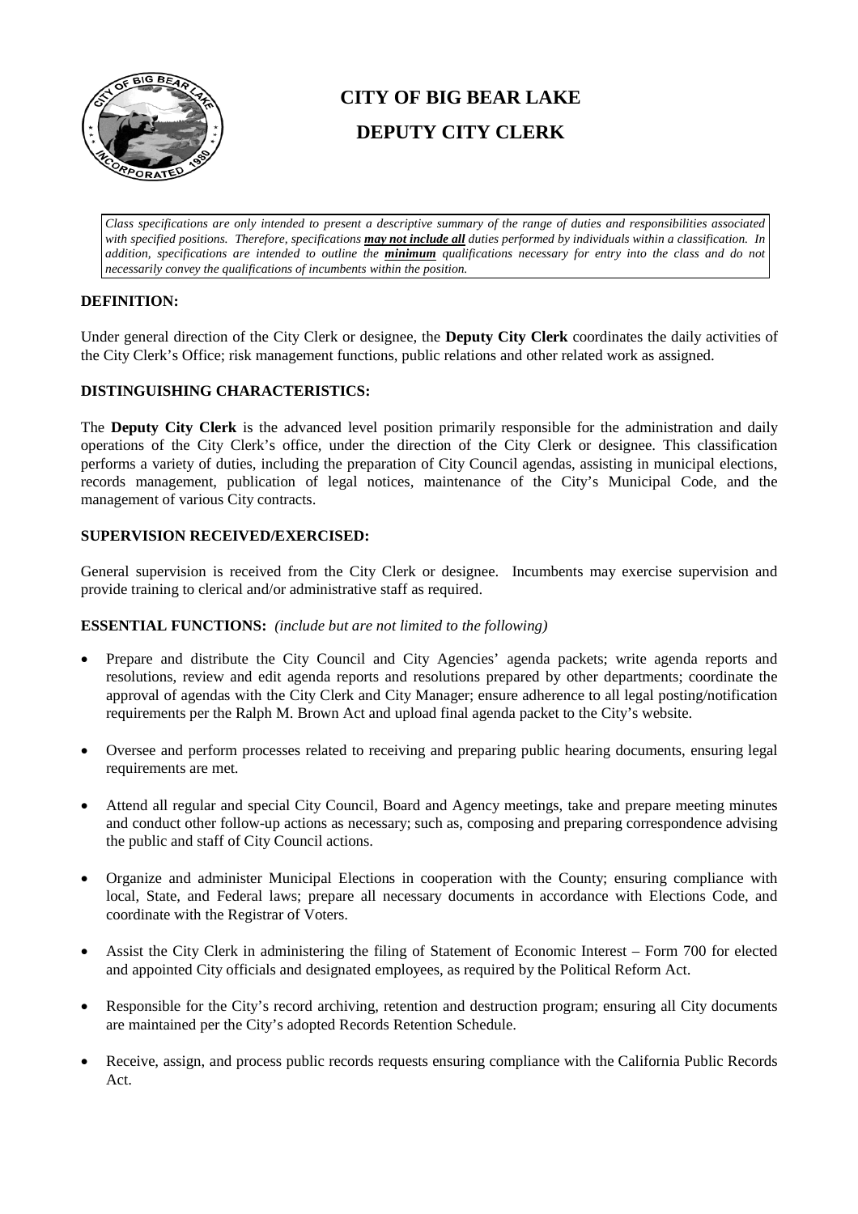# CITY OF BIG BEAR LAKE

## DEPUTY CITY CLERK

*Class specifications are only intended to present a descriptive summary of the range of duties and responsibilities associated with specified positions. Therefore, specifications **may not include all** duties performed by individuals within a classification. In addition, specifications are intended to outline the **minimum** qualifications necessary for entry into the class and do not necessarily convey the qualifications of incumbents within the position.*

### DEFINITION:

Under general direction of the City Clerk or designee, the **Deputy City Clerk** coordinates the daily activities of the City Clerk's Office; risk management functions, public relations and other related work as assigned.

### DISTINGUISHING CHARACTERISTICS:

The **Deputy City Clerk** is the advanced level position primarily responsible for the administration and daily operations of the City Clerk's office, under the direction of the City Clerk or designee. This classification performs a variety of duties, including the preparation of City Council agendas, assisting in municipal elections, records management, publication of legal notices, maintenance of the City's Municipal Code, and the management of various City contracts.

### SUPERVISION RECEIVED/EXERCISED:

General supervision is received from the City Clerk or designee. Incumbents may exercise supervision and provide training to clerical and/or administrative staff as required.

### ESSENTIAL FUNCTIONS: *(include but are not limited to the following)*

- Prepare and distribute the City Council and City Agencies' agenda packets; write agenda reports and resolutions, review and edit agenda reports and resolutions prepared by other departments; coordinate the approval of agendas with the City Clerk and City Manager; ensure adherence to all legal posting/notification requirements per the Ralph M. Brown Act and upload final agenda packet to the City's website.
- Oversee and perform processes related to receiving and preparing public hearing documents, ensuring legal requirements are met.
- Attend all regular and special City Council, Board and Agency meetings, take and prepare meeting minutes and conduct other follow-up actions as necessary; such as, composing and preparing correspondence advising the public and staff of City Council actions.
- Organize and administer Municipal Elections in cooperation with the County; ensuring compliance with local, State, and Federal laws; prepare all necessary documents in accordance with Elections Code, and coordinate with the Registrar of Voters.
- Assist the City Clerk in administering the filing of Statement of Economic Interest – Form 700 for elected and appointed City officials and designated employees, as required by the Political Reform Act.
- Responsible for the City's record archiving, retention and destruction program; ensuring all City documents are maintained per the City's adopted Records Retention Schedule.
- Receive, assign, and process public records requests ensuring compliance with the California Public Records Act.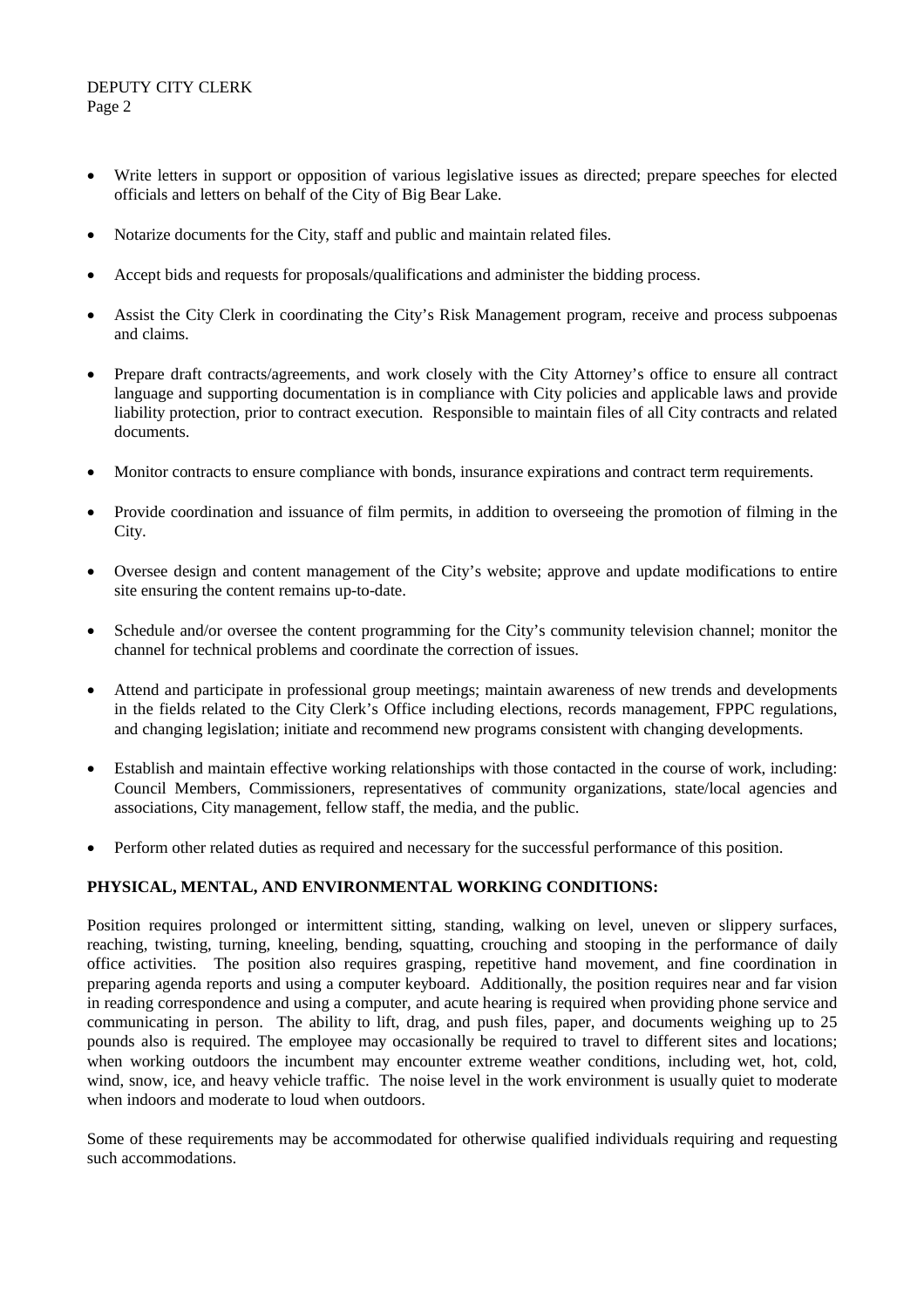- Write letters in support or opposition of various legislative issues as directed; prepare speeches for elected officials and letters on behalf of the City of Big Bear Lake.

- Notarize documents for the City, staff and public and maintain related files.

- Accept bids and requests for proposals/qualifications and administer the bidding process.

- Assist the City Clerk in coordinating the City's Risk Management program, receive and process subpoenas and claims.

- Prepare draft contracts/agreements, and work closely with the City Attorney's office to ensure all contract language and supporting documentation is in compliance with City policies and applicable laws and provide liability protection, prior to contract execution. Responsible to maintain files of all City contracts and related documents.

- Monitor contracts to ensure compliance with bonds, insurance expirations and contract term requirements.

- Provide coordination and issuance of film permits, in addition to overseeing the promotion of filming in the City.

- Oversee design and content management of the City's website; approve and update modifications to entire site ensuring the content remains up-to-date.

- Schedule and/or oversee the content programming for the City's community television channel; monitor the channel for technical problems and coordinate the correction of issues.

- Attend and participate in professional group meetings; maintain awareness of new trends and developments in the fields related to the City Clerk's Office including elections, records management, FPPC regulations, and changing legislation; initiate and recommend new programs consistent with changing developments.

- Establish and maintain effective working relationships with those contacted in the course of work, including: Council Members, Commissioners, representatives of community organizations, state/local agencies and associations, City management, fellow staff, the media, and the public.

- Perform other related duties as required and necessary for the successful performance of this position.

**PHYSICAL, MENTAL, AND ENVIRONMENTAL WORKING CONDITIONS:**

Position requires prolonged or intermittent sitting, standing, walking on level, uneven or slippery surfaces, reaching, twisting, turning, kneeling, bending, squatting, crouching and stooping in the performance of daily office activities. The position also requires grasping, repetitive hand movement, and fine coordination in preparing agenda reports and using a computer keyboard. Additionally, the position requires near and far vision in reading correspondence and using a computer, and acute hearing is required when providing phone service and communicating in person. The ability to lift, drag, and push files, paper, and documents weighing up to 25 pounds also is required. The employee may occasionally be required to travel to different sites and locations; when working outdoors the incumbent may encounter extreme weather conditions, including wet, hot, cold, wind, snow, ice, and heavy vehicle traffic. The noise level in the work environment is usually quiet to moderate when indoors and moderate to loud when outdoors.

Some of these requirements may be accommodated for otherwise qualified individuals requiring and requesting such accommodations.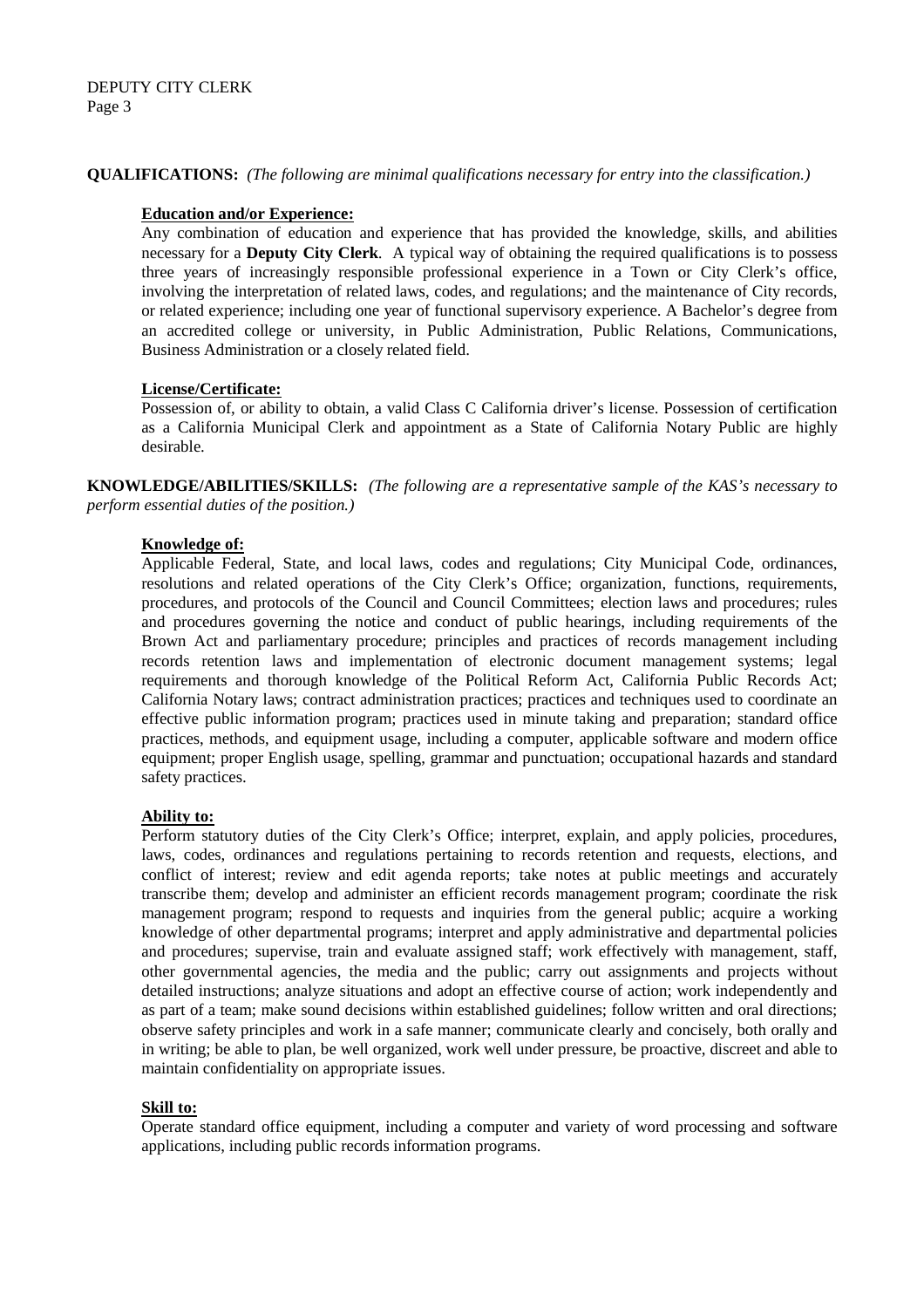**QUALIFICATIONS:** *(The following are minimal qualifications necessary for entry into the classification.)*

**Education and/or Experience:**

Any combination of education and experience that has provided the knowledge, skills, and abilities necessary for a **Deputy City Clerk**. A typical way of obtaining the required qualifications is to possess three years of increasingly responsible professional experience in a Town or City Clerk's office, involving the interpretation of related laws, codes, and regulations; and the maintenance of City records, or related experience; including one year of functional supervisory experience. A Bachelor's degree from an accredited college or university, in Public Administration, Public Relations, Communications, Business Administration or a closely related field.

**License/Certificate:**

Possession of, or ability to obtain, a valid Class C California driver's license. Possession of certification as a California Municipal Clerk and appointment as a State of California Notary Public are highly desirable.

**KNOWLEDGE/ABILITIES/SKILLS:** *(The following are a representative sample of the KAS's necessary to perform essential duties of the position.)*

**Knowledge of:**

Applicable Federal, State, and local laws, codes and regulations; City Municipal Code, ordinances, resolutions and related operations of the City Clerk's Office; organization, functions, requirements, procedures, and protocols of the Council and Council Committees; election laws and procedures; rules and procedures governing the notice and conduct of public hearings, including requirements of the Brown Act and parliamentary procedure; principles and practices of records management including records retention laws and implementation of electronic document management systems; legal requirements and thorough knowledge of the Political Reform Act, California Public Records Act; California Notary laws; contract administration practices; practices and techniques used to coordinate an effective public information program; practices used in minute taking and preparation; standard office practices, methods, and equipment usage, including a computer, applicable software and modern office equipment; proper English usage, spelling, grammar and punctuation; occupational hazards and standard safety practices.

**Ability to:**

Perform statutory duties of the City Clerk's Office; interpret, explain, and apply policies, procedures, laws, codes, ordinances and regulations pertaining to records retention and requests, elections, and conflict of interest; review and edit agenda reports; take notes at public meetings and accurately transcribe them; develop and administer an efficient records management program; coordinate the risk management program; respond to requests and inquiries from the general public; acquire a working knowledge of other departmental programs; interpret and apply administrative and departmental policies and procedures; supervise, train and evaluate assigned staff; work effectively with management, staff, other governmental agencies, the media and the public; carry out assignments and projects without detailed instructions; analyze situations and adopt an effective course of action; work independently and as part of a team; make sound decisions within established guidelines; follow written and oral directions; observe safety principles and work in a safe manner; communicate clearly and concisely, both orally and in writing; be able to plan, be well organized, work well under pressure, be proactive, discreet and able to maintain confidentiality on appropriate issues.

**Skill to:**

Operate standard office equipment, including a computer and variety of word processing and software applications, including public records information programs.